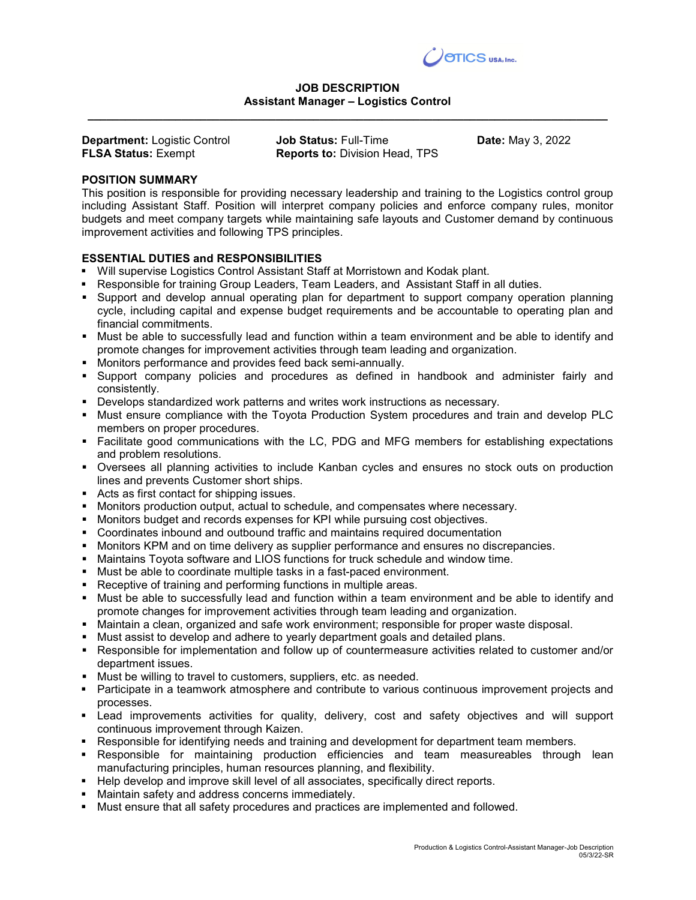OTICS USA, Inc.

# JOB DESCRIPTION
## Assistant Manager – Logistics Control

**Department:** Logistic Control
**FLSA Status:** Exempt

**Job Status:** Full-Time
**Reports to:** Division Head, TPS

**Date:** May 3, 2022

### POSITION SUMMARY

This position is responsible for providing necessary leadership and training to the Logistics control group including Assistant Staff. Position will interpret company policies and enforce company rules, monitor budgets and meet company targets while maintaining safe layouts and Customer demand by continuous improvement activities and following TPS principles.

### ESSENTIAL DUTIES and RESPONSIBILITIES

- Will supervise Logistics Control Assistant Staff at Morristown and Kodak plant.
- Responsible for training Group Leaders, Team Leaders, and Assistant Staff in all duties.
- Support and develop annual operating plan for department to support company operation planning cycle, including capital and expense budget requirements and be accountable to operating plan and financial commitments.
- Must be able to successfully lead and function within a team environment and be able to identify and promote changes for improvement activities through team leading and organization.
- Monitors performance and provides feed back semi-annually.
- Support company policies and procedures as defined in handbook and administer fairly and consistently.
- Develops standardized work patterns and writes work instructions as necessary.
- Must ensure compliance with the Toyota Production System procedures and train and develop PLC members on proper procedures.
- Facilitate good communications with the LC, PDG and MFG members for establishing expectations and problem resolutions.
- Oversees all planning activities to include Kanban cycles and ensures no stock outs on production lines and prevents Customer short ships.
- Acts as first contact for shipping issues.
- Monitors production output, actual to schedule, and compensates where necessary.
- Monitors budget and records expenses for KPI while pursuing cost objectives.
- Coordinates inbound and outbound traffic and maintains required documentation
- Monitors KPM and on time delivery as supplier performance and ensures no discrepancies.
- Maintains Toyota software and LIOS functions for truck schedule and window time.
- Must be able to coordinate multiple tasks in a fast-paced environment.
- Receptive of training and performing functions in multiple areas.
- Must be able to successfully lead and function within a team environment and be able to identify and promote changes for improvement activities through team leading and organization.
- Maintain a clean, organized and safe work environment; responsible for proper waste disposal.
- Must assist to develop and adhere to yearly department goals and detailed plans.
- Responsible for implementation and follow up of countermeasure activities related to customer and/or department issues.
- Must be willing to travel to customers, suppliers, etc. as needed.
- Participate in a teamwork atmosphere and contribute to various continuous improvement projects and processes.
- Lead improvements activities for quality, delivery, cost and safety objectives and will support continuous improvement through Kaizen.
- Responsible for identifying needs and training and development for department team members.
- Responsible for maintaining production efficiencies and team measureables through lean manufacturing principles, human resources planning, and flexibility.
- Help develop and improve skill level of all associates, specifically direct reports.
- Maintain safety and address concerns immediately.
- Must ensure that all safety procedures and practices are implemented and followed.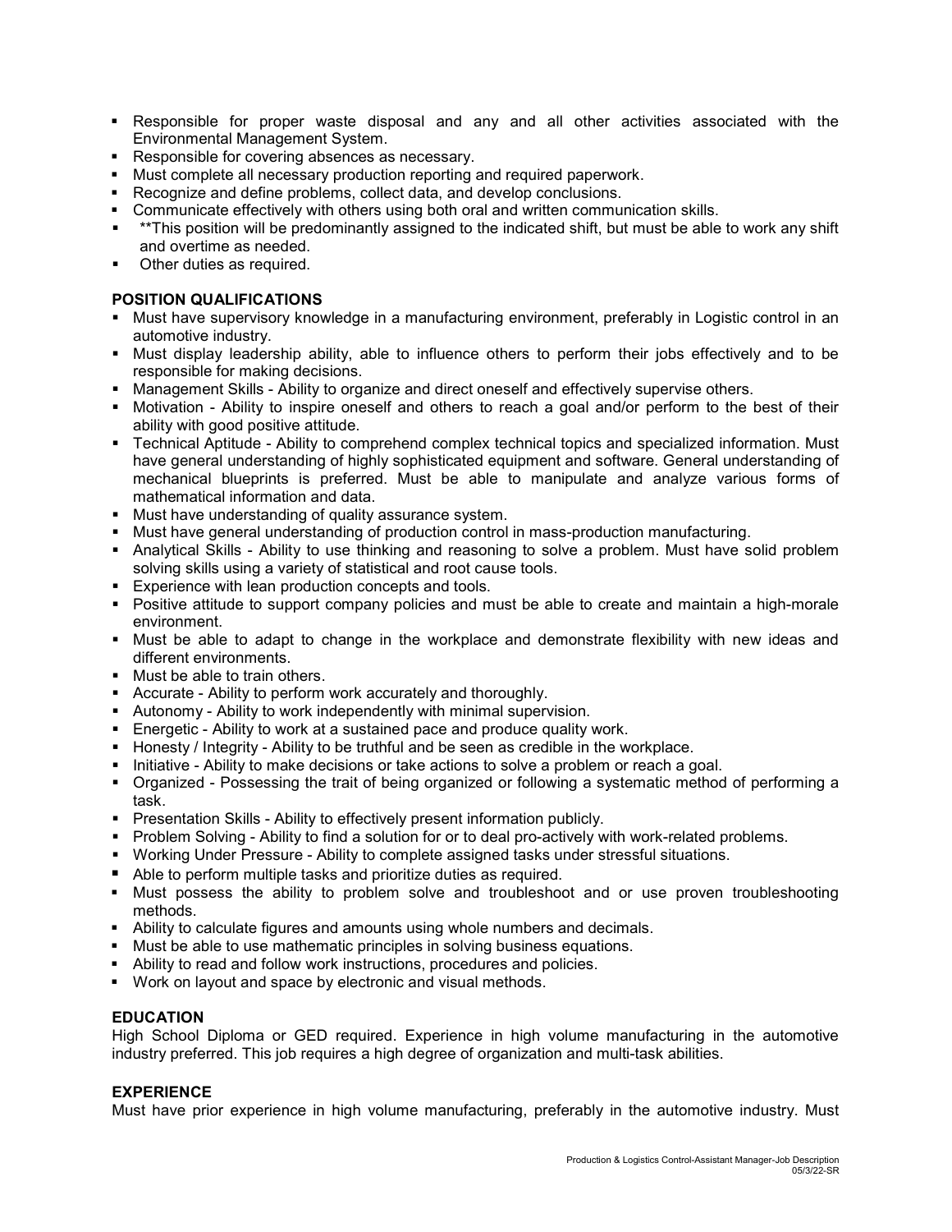- Responsible for proper waste disposal and any and all other activities associated with the Environmental Management System.
- Responsible for covering absences as necessary.
- Must complete all necessary production reporting and required paperwork.
- Recognize and define problems, collect data, and develop conclusions.
- Communicate effectively with others using both oral and written communication skills.
- **This position will be predominantly assigned to the indicated shift, but must be able to work any shift and overtime as needed.
- Other duties as required.

**POSITION QUALIFICATIONS**

- Must have supervisory knowledge in a manufacturing environment, preferably in Logistic control in an automotive industry.
- Must display leadership ability, able to influence others to perform their jobs effectively and to be responsible for making decisions.
- Management Skills - Ability to organize and direct oneself and effectively supervise others.
- Motivation - Ability to inspire oneself and others to reach a goal and/or perform to the best of their ability with good positive attitude.
- Technical Aptitude - Ability to comprehend complex technical topics and specialized information. Must have general understanding of highly sophisticated equipment and software. General understanding of mechanical blueprints is preferred. Must be able to manipulate and analyze various forms of mathematical information and data.
- Must have understanding of quality assurance system.
- Must have general understanding of production control in mass-production manufacturing.
- Analytical Skills - Ability to use thinking and reasoning to solve a problem. Must have solid problem solving skills using a variety of statistical and root cause tools.
- Experience with lean production concepts and tools.
- Positive attitude to support company policies and must be able to create and maintain a high-morale environment.
- Must be able to adapt to change in the workplace and demonstrate flexibility with new ideas and different environments.
- Must be able to train others.
- Accurate - Ability to perform work accurately and thoroughly.
- Autonomy - Ability to work independently with minimal supervision.
- Energetic - Ability to work at a sustained pace and produce quality work.
- Honesty / Integrity - Ability to be truthful and be seen as credible in the workplace.
- Initiative - Ability to make decisions or take actions to solve a problem or reach a goal.
- Organized - Possessing the trait of being organized or following a systematic method of performing a task.
- Presentation Skills - Ability to effectively present information publicly.
- Problem Solving - Ability to find a solution for or to deal pro-actively with work-related problems.
- Working Under Pressure - Ability to complete assigned tasks under stressful situations.
- Able to perform multiple tasks and prioritize duties as required.
- Must possess the ability to problem solve and troubleshoot and or use proven troubleshooting methods.
- Ability to calculate figures and amounts using whole numbers and decimals.
- Must be able to use mathematic principles in solving business equations.
- Ability to read and follow work instructions, procedures and policies.
- Work on layout and space by electronic and visual methods.

**EDUCATION**

High School Diploma or GED required. Experience in high volume manufacturing in the automotive industry preferred. This job requires a high degree of organization and multi-task abilities.

**EXPERIENCE**

Must have prior experience in high volume manufacturing, preferably in the automotive industry. Must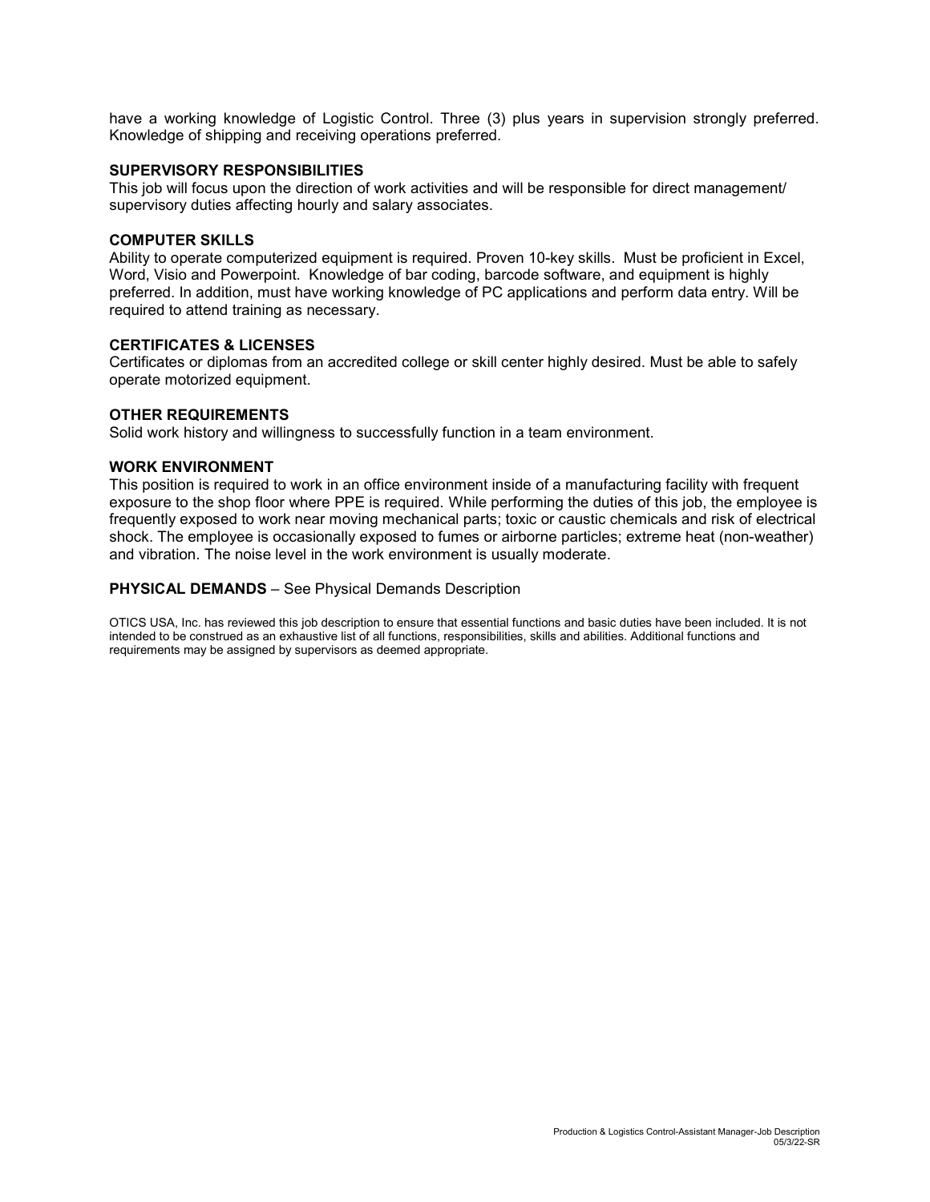have a working knowledge of Logistic Control. Three (3) plus years in supervision strongly preferred. Knowledge of shipping and receiving operations preferred.

**SUPERVISORY RESPONSIBILITIES**

This job will focus upon the direction of work activities and will be responsible for direct management/ supervisory duties affecting hourly and salary associates.

**COMPUTER SKILLS**

Ability to operate computerized equipment is required. Proven 10-key skills. Must be proficient in Excel, Word, Visio and Powerpoint. Knowledge of bar coding, barcode software, and equipment is highly preferred. In addition, must have working knowledge of PC applications and perform data entry. Will be required to attend training as necessary.

**CERTIFICATES & LICENSES**

Certificates or diplomas from an accredited college or skill center highly desired. Must be able to safely operate motorized equipment.

**OTHER REQUIREMENTS**

Solid work history and willingness to successfully function in a team environment.

**WORK ENVIRONMENT**

This position is required to work in an office environment inside of a manufacturing facility with frequent exposure to the shop floor where PPE is required. While performing the duties of this job, the employee is frequently exposed to work near moving mechanical parts; toxic or caustic chemicals and risk of electrical shock. The employee is occasionally exposed to fumes or airborne particles; extreme heat (non-weather) and vibration. The noise level in the work environment is usually moderate.

**PHYSICAL DEMANDS** – See Physical Demands Description

OTICS USA, Inc. has reviewed this job description to ensure that essential functions and basic duties have been included. It is not intended to be construed as an exhaustive list of all functions, responsibilities, skills and abilities. Additional functions and requirements may be assigned by supervisors as deemed appropriate.